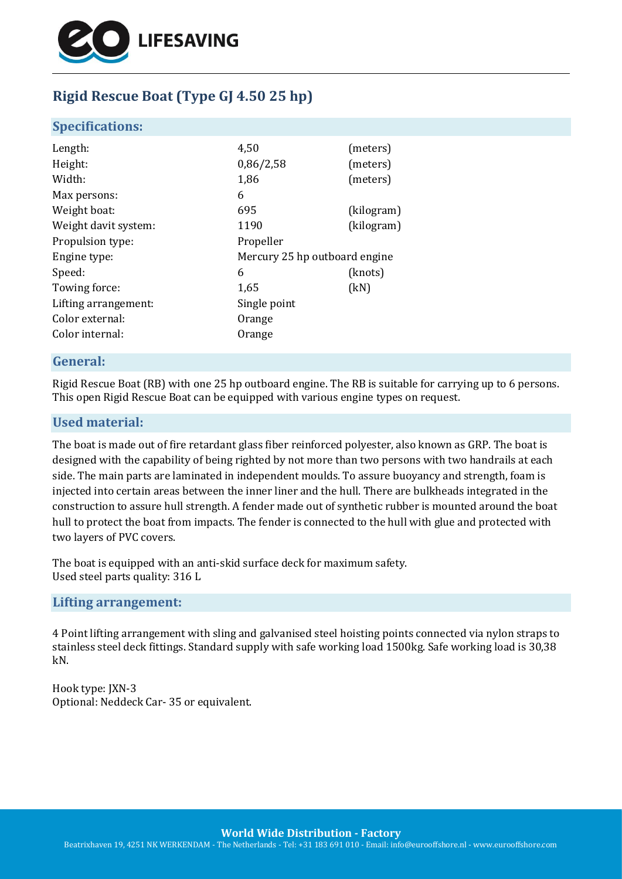LIFESAVING

# Rigid Rescue Boat (Type GJ 4.50 25 hp)

## Specifications:

| | | |
|---|---|---|
| Length: | 4,50 | (meters) |
| Height: | 0,86/2,58 | (meters) |
| Width: | 1,86 | (meters) |
| Max persons: | 6 | |
| Weight boat: | 695 | (kilogram) |
| Weight davit system: | 1190 | (kilogram) |
| Propulsion type: | Propeller | |
| Engine type: | Mercury 25 hp outboard engine | |
| Speed: | 6 | (knots) |
| Towing force: | 1,65 | (kN) |
| Lifting arrangement: | Single point | |
| Color external: | Orange | |
| Color internal: | Orange | |

## General:

Rigid Rescue Boat (RB) with one 25 hp outboard engine. The RB is suitable for carrying up to 6 persons. This open Rigid Rescue Boat can be equipped with various engine types on request.

## Used material:

The boat is made out of fire retardant glass fiber reinforced polyester, also known as GRP. The boat is designed with the capability of being righted by not more than two persons with two handrails at each side. The main parts are laminated in independent moulds. To assure buoyancy and strength, foam is injected into certain areas between the inner liner and the hull. There are bulkheads integrated in the construction to assure hull strength. A fender made out of synthetic rubber is mounted around the boat hull to protect the boat from impacts. The fender is connected to the hull with glue and protected with two layers of PVC covers.

The boat is equipped with an anti-skid surface deck for maximum safety.
Used steel parts quality: 316 L

## Lifting arrangement:

4 Point lifting arrangement with sling and galvanised steel hoisting points connected via nylon straps to stainless steel deck fittings. Standard supply with safe working load 1500kg. Safe working load is 30,38 kN.

Hook type: JXN-3
Optional: Neddeck Car- 35 or equivalent.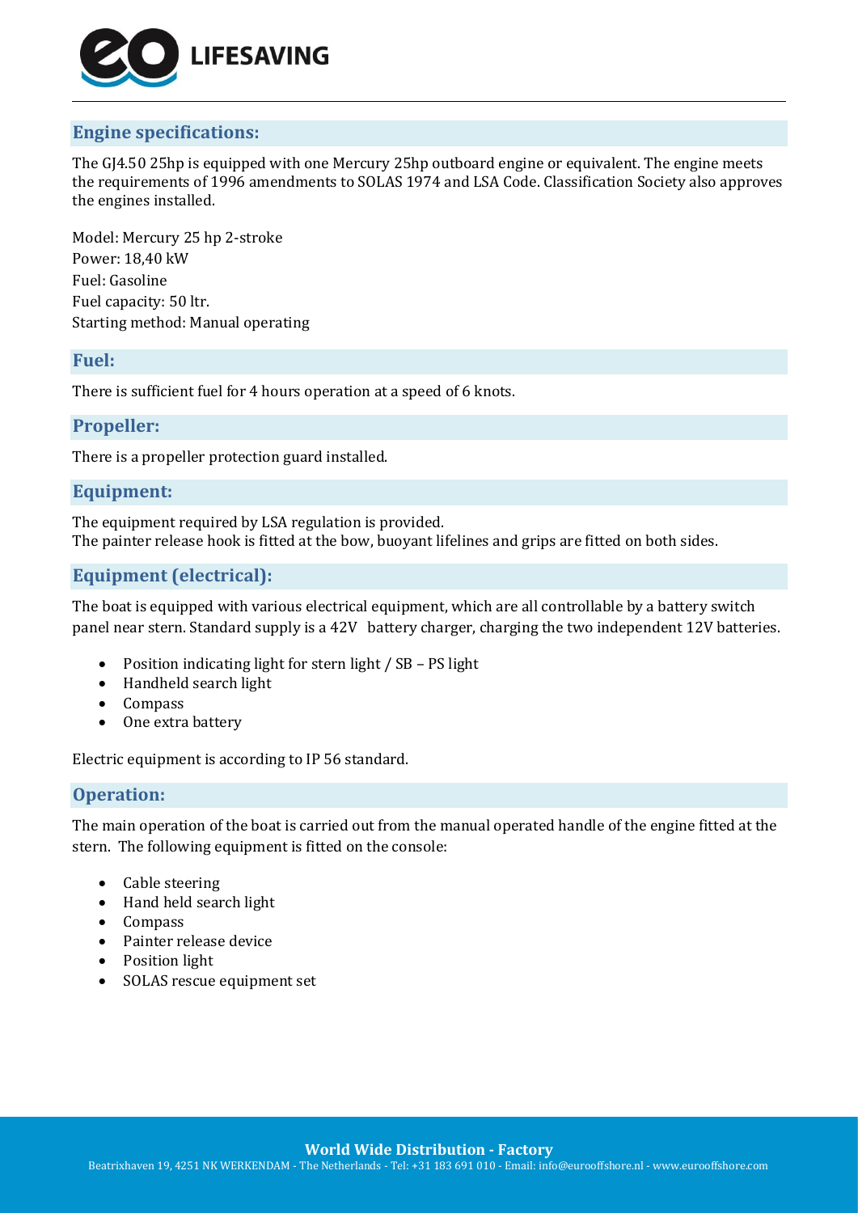## Engine specifications:

The GJ4.50 25hp is equipped with one Mercury 25hp outboard engine or equivalent. The engine meets the requirements of 1996 amendments to SOLAS 1974 and LSA Code. Classification Society also approves the engines installed.

Model: Mercury 25 hp 2-stroke
Power: 18,40 kW
Fuel: Gasoline
Fuel capacity: 50 ltr.
Starting method: Manual operating

## Fuel:

There is sufficient fuel for 4 hours operation at a speed of 6 knots.

## Propeller:

There is a propeller protection guard installed.

## Equipment:

The equipment required by LSA regulation is provided.
The painter release hook is fitted at the bow, buoyant lifelines and grips are fitted on both sides.

## Equipment (electrical):

The boat is equipped with various electrical equipment, which are all controllable by a battery switch panel near stern. Standard supply is a 42V battery charger, charging the two independent 12V batteries.

- Position indicating light for stern light / SB – PS light
- Handheld search light
- Compass
- One extra battery

Electric equipment is according to IP 56 standard.

## Operation:

The main operation of the boat is carried out from the manual operated handle of the engine fitted at the stern. The following equipment is fitted on the console:

- Cable steering
- Hand held search light
- Compass
- Painter release device
- Position light
- SOLAS rescue equipment set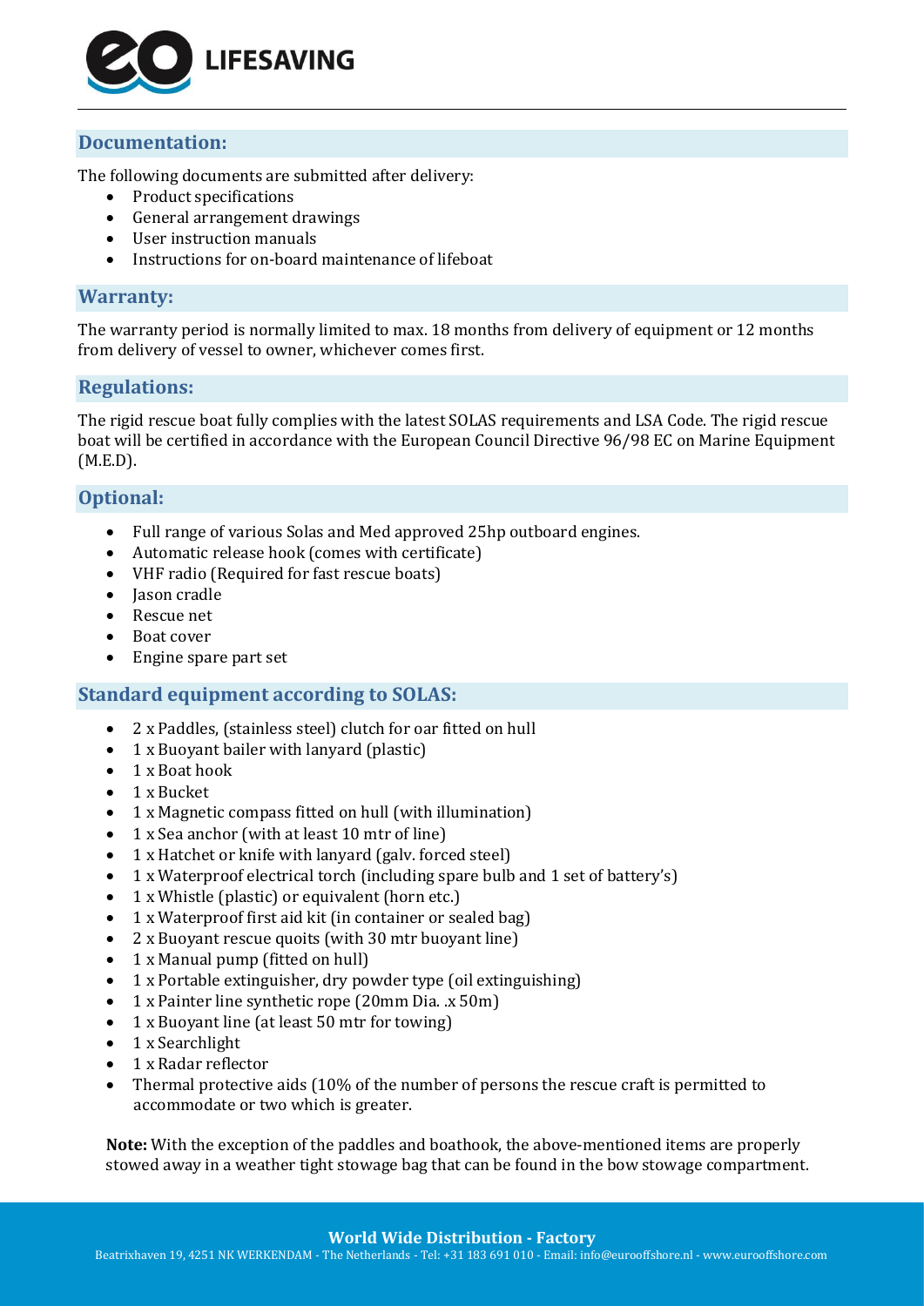## Documentation:

The following documents are submitted after delivery:

- Product specifications
- General arrangement drawings
- User instruction manuals
- Instructions for on-board maintenance of lifeboat

## Warranty:

The warranty period is normally limited to max. 18 months from delivery of equipment or 12 months from delivery of vessel to owner, whichever comes first.

## Regulations:

The rigid rescue boat fully complies with the latest SOLAS requirements and LSA Code. The rigid rescue boat will be certified in accordance with the European Council Directive 96/98 EC on Marine Equipment (M.E.D).

## Optional:

- Full range of various Solas and Med approved 25hp outboard engines.
- Automatic release hook (comes with certificate)
- VHF radio (Required for fast rescue boats)
- Jason cradle
- Rescue net
- Boat cover
- Engine spare part set

## Standard equipment according to SOLAS:

- 2 x Paddles, (stainless steel) clutch for oar fitted on hull
- 1 x Buoyant bailer with lanyard (plastic)
- 1 x Boat hook
- 1 x Bucket
- 1 x Magnetic compass fitted on hull (with illumination)
- 1 x Sea anchor (with at least 10 mtr of line)
- 1 x Hatchet or knife with lanyard (galv. forced steel)
- 1 x Waterproof electrical torch (including spare bulb and 1 set of battery's)
- 1 x Whistle (plastic) or equivalent (horn etc.)
- 1 x Waterproof first aid kit (in container or sealed bag)
- 2 x Buoyant rescue quoits (with 30 mtr buoyant line)
- 1 x Manual pump (fitted on hull)
- 1 x Portable extinguisher, dry powder type (oil extinguishing)
- 1 x Painter line synthetic rope (20mm Dia. .x 50m)
- 1 x Buoyant line (at least 50 mtr for towing)
- 1 x Searchlight
- 1 x Radar reflector
- Thermal protective aids (10% of the number of persons the rescue craft is permitted to accommodate or two which is greater.

**Note:** With the exception of the paddles and boathook, the above-mentioned items are properly stowed away in a weather tight stowage bag that can be found in the bow stowage compartment.